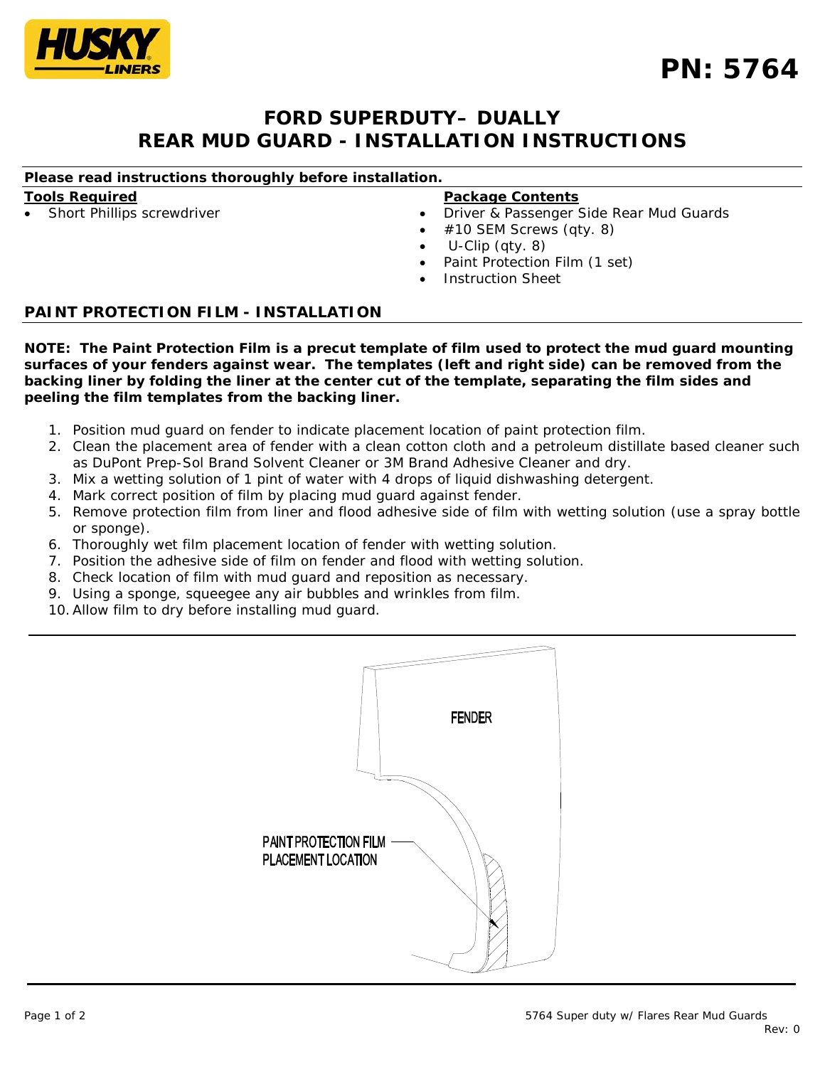**PN: 5764**

# FORD SUPERDUTY– DUALLY
# REAR MUD GUARD - INSTALLATION INSTRUCTIONS

**Please read instructions thoroughly before installation.**

**Tools Required**

- Short Phillips screwdriver

**Package Contents**

- Driver & Passenger Side Rear Mud Guards
- #10 SEM Screws (qty. 8)
- U-Clip (qty. 8)
- Paint Protection Film (1 set)
- Instruction Sheet

## PAINT PROTECTION FILM - INSTALLATION

**NOTE: The Paint Protection Film is a precut template of film used to protect the mud guard mounting surfaces of your fenders against wear. The templates (left and right side) can be removed from the backing liner by folding the liner at the center cut of the template, separating the film sides and peeling the film templates from the backing liner.**

1. Position mud guard on fender to indicate placement location of paint protection film.
2. Clean the placement area of fender with a clean cotton cloth and a petroleum distillate based cleaner such as DuPont Prep-Sol Brand Solvent Cleaner or 3M Brand Adhesive Cleaner and dry.
3. Mix a wetting solution of 1 pint of water with 4 drops of liquid dishwashing detergent.
4. Mark correct position of film by placing mud guard against fender.
5. Remove protection film from liner and flood adhesive side of film with wetting solution (use a spray bottle or sponge).
6. Thoroughly wet film placement location of fender with wetting solution.
7. Position the adhesive side of film on fender and flood with wetting solution.
8. Check location of film with mud guard and reposition as necessary.
9. Using a sponge, squeegee any air bubbles and wrinkles from film.
10. Allow film to dry before installing mud guard.

FENDER

PAINT PROTECTION FILM PLACEMENT LOCATION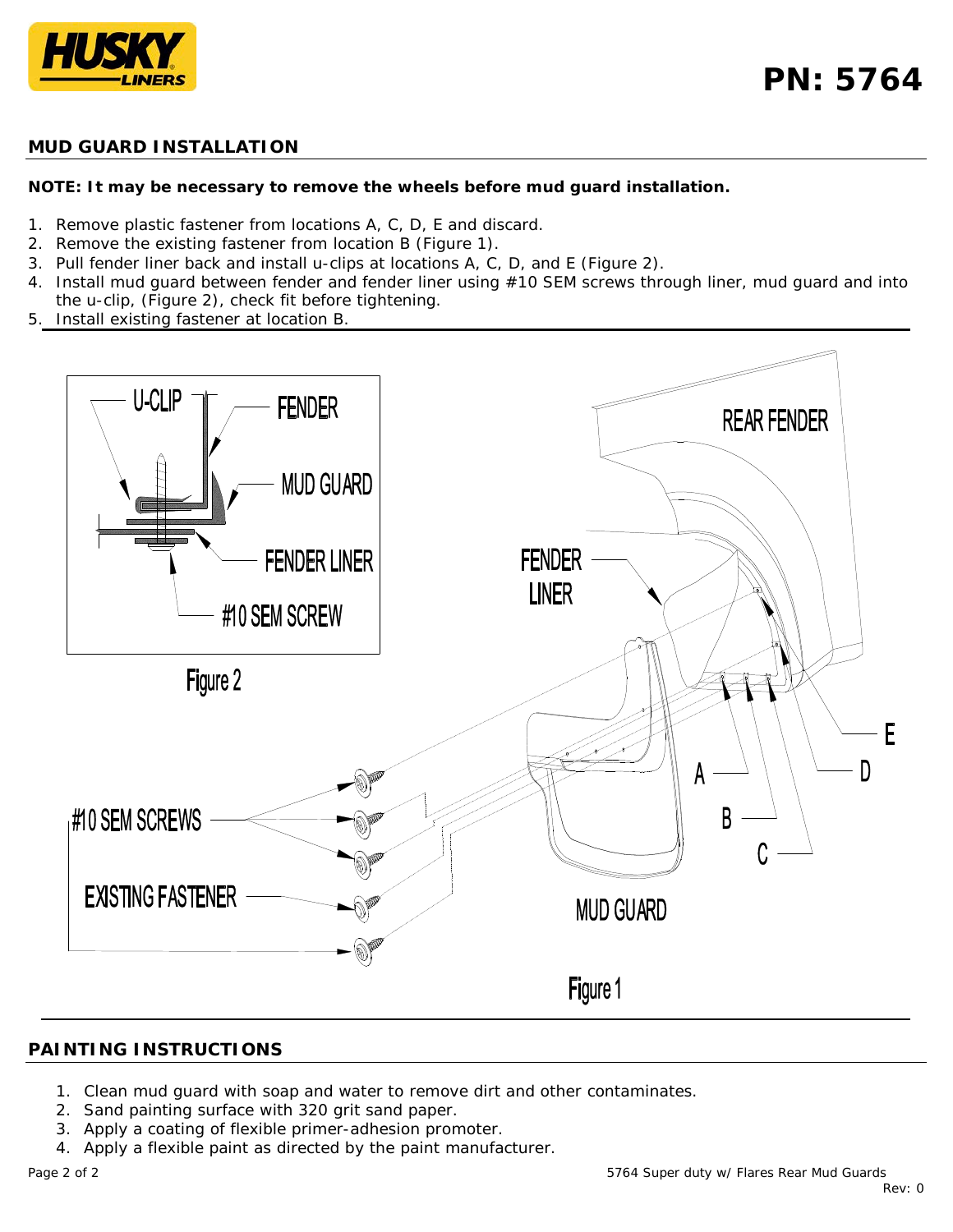PN: 5764

## MUD GUARD INSTALLATION

**NOTE: It may be necessary to remove the wheels before mud guard installation.**

1. Remove plastic fastener from locations A, C, D, E and discard.
2. Remove the existing fastener from location B (Figure 1).
3. Pull fender liner back and install u-clips at locations A, C, D, and E (Figure 2).
4. Install mud guard between fender and fender liner using #10 SEM screws through liner, mud guard and into the u-clip, (Figure 2), check fit before tightening.
5. Install existing fastener at location B.

U-CLIP
FENDER
MUD GUARD
FENDER LINER
#10 SEM SCREW

Figure 2

REAR FENDER
FENDER LINER
#10 SEM SCREWS
EXISTING FASTENER
A
B
C
D
E
MUD GUARD

Figure 1

## PAINTING INSTRUCTIONS

1. Clean mud guard with soap and water to remove dirt and other contaminates.
2. Sand painting surface with 320 grit sand paper.
3. Apply a coating of flexible primer-adhesion promoter.
4. Apply a flexible paint as directed by the paint manufacturer.

5764 Super duty w/ Flares Rear Mud Guards
Rev: 0